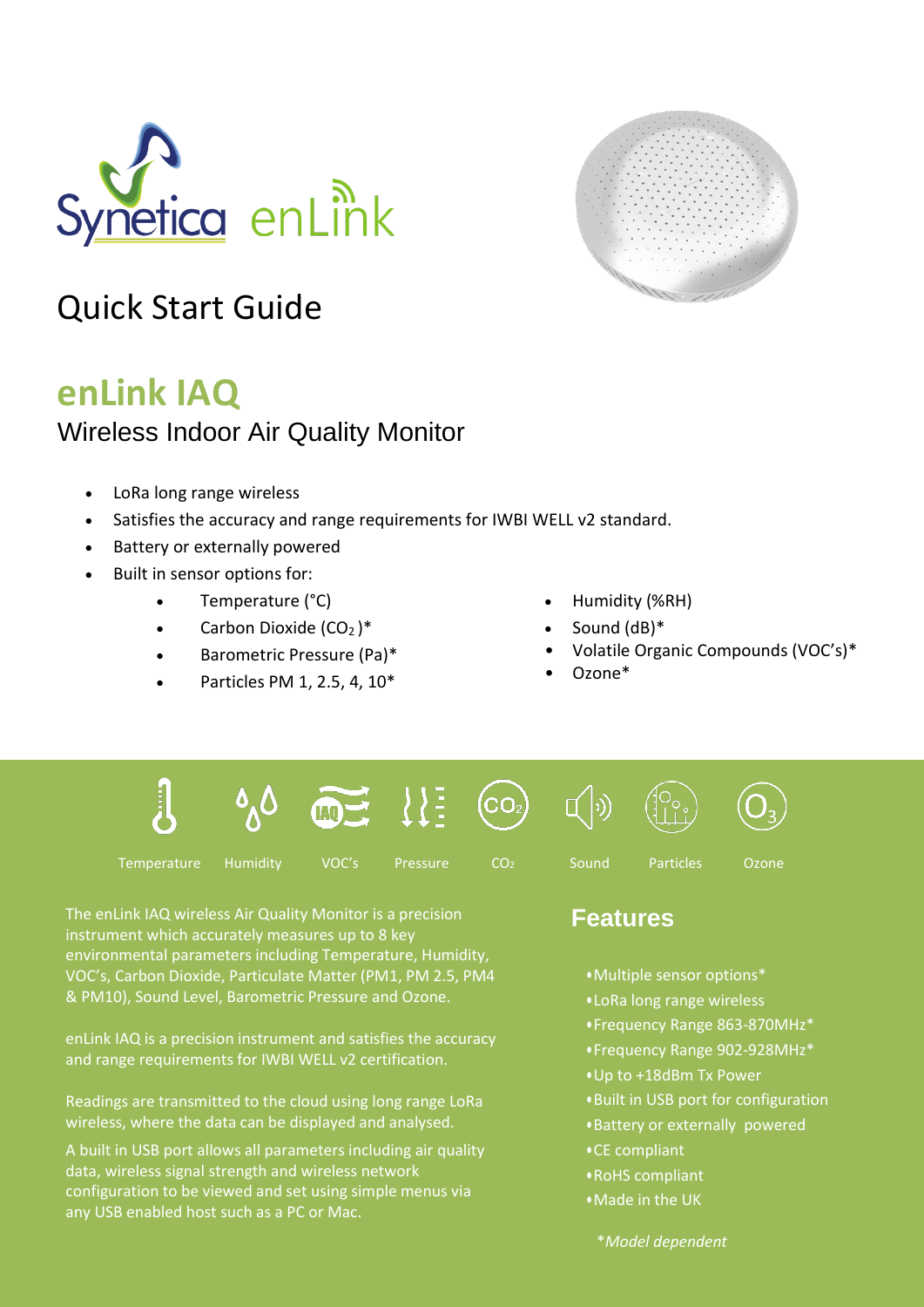Synetica enLink

# Quick Start Guide

## enLink IAQ

### Wireless Indoor Air Quality Monitor

- LoRa long range wireless
- Satisfies the accuracy and range requirements for IWBI WELL v2 standard.
- Battery or externally powered
- Built in sensor options for:
  - Temperature (°C)
  - Carbon Dioxide ($CO_2$)*
  - Barometric Pressure (Pa)*
  - Particles PM 1, 2.5, 4, 10*
  - Humidity (%RH)
  - Sound (dB)*
  - Volatile Organic Compounds (VOC's)*
  - Ozone*

Temperature | Humidity | VOC's | Pressure | $CO_2$ | Sound | Particles | Ozone

The enLink IAQ wireless Air Quality Monitor is a precision instrument which accurately measures up to 8 key environmental parameters including Temperature, Humidity, VOC's, Carbon Dioxide, Particulate Matter (PM1, PM 2.5, PM4 & PM10), Sound Level, Barometric Pressure and Ozone.

enLink IAQ is a precision instrument and satisfies the accuracy and range requirements for IWBI WELL v2 certification.

Readings are transmitted to the cloud using long range LoRa wireless, where the data can be displayed and analysed.

A built in USB port allows all parameters including air quality data, wireless signal strength and wireless network configuration to be viewed and set using simple menus via any USB enabled host such as a PC or Mac.

## Features

- Multiple sensor options*
- LoRa long range wireless
- Frequency Range 863-870MHz*
- Frequency Range 902-928MHz*
- Up to +18dBm Tx Power
- Built in USB port for configuration
- Battery or externally powered
- CE compliant
- RoHS compliant
- Made in the UK

*\*Model dependent*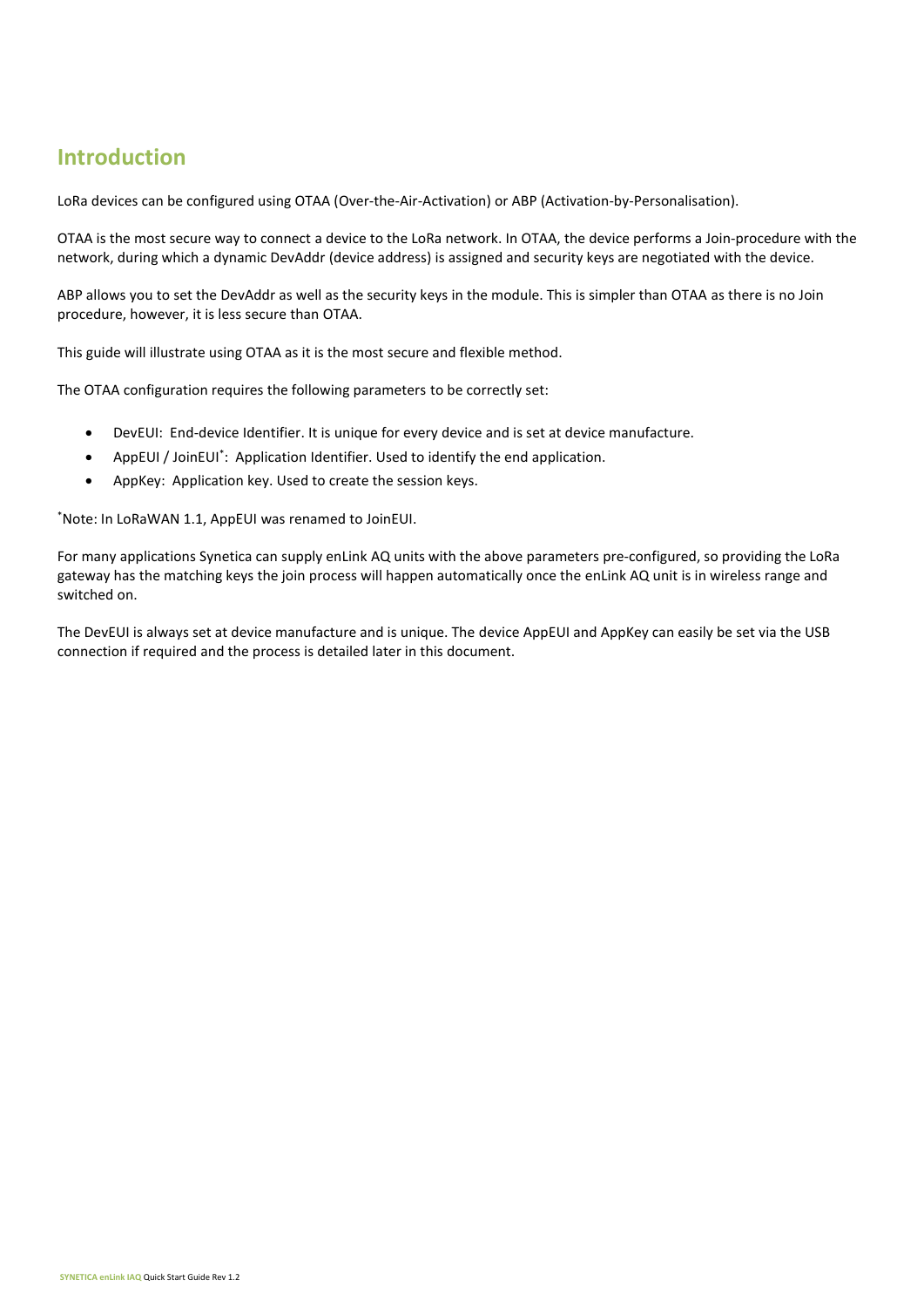## Introduction

LoRa devices can be configured using OTAA (Over-the-Air-Activation) or ABP (Activation-by-Personalisation).

OTAA is the most secure way to connect a device to the LoRa network. In OTAA, the device performs a Join-procedure with the network, during which a dynamic DevAddr (device address) is assigned and security keys are negotiated with the device.

ABP allows you to set the DevAddr as well as the security keys in the module. This is simpler than OTAA as there is no Join procedure, however, it is less secure than OTAA.

This guide will illustrate using OTAA as it is the most secure and flexible method.

The OTAA configuration requires the following parameters to be correctly set:

- DevEUI: End-device Identifier. It is unique for every device and is set at device manufacture.
- AppEUI / JoinEUI*: Application Identifier. Used to identify the end application.
- AppKey: Application key. Used to create the session keys.

*Note: In LoRaWAN 1.1, AppEUI was renamed to JoinEUI.

For many applications Synetica can supply enLink AQ units with the above parameters pre-configured, so providing the LoRa gateway has the matching keys the join process will happen automatically once the enLink AQ unit is in wireless range and switched on.

The DevEUI is always set at device manufacture and is unique. The device AppEUI and AppKey can easily be set via the USB connection if required and the process is detailed later in this document.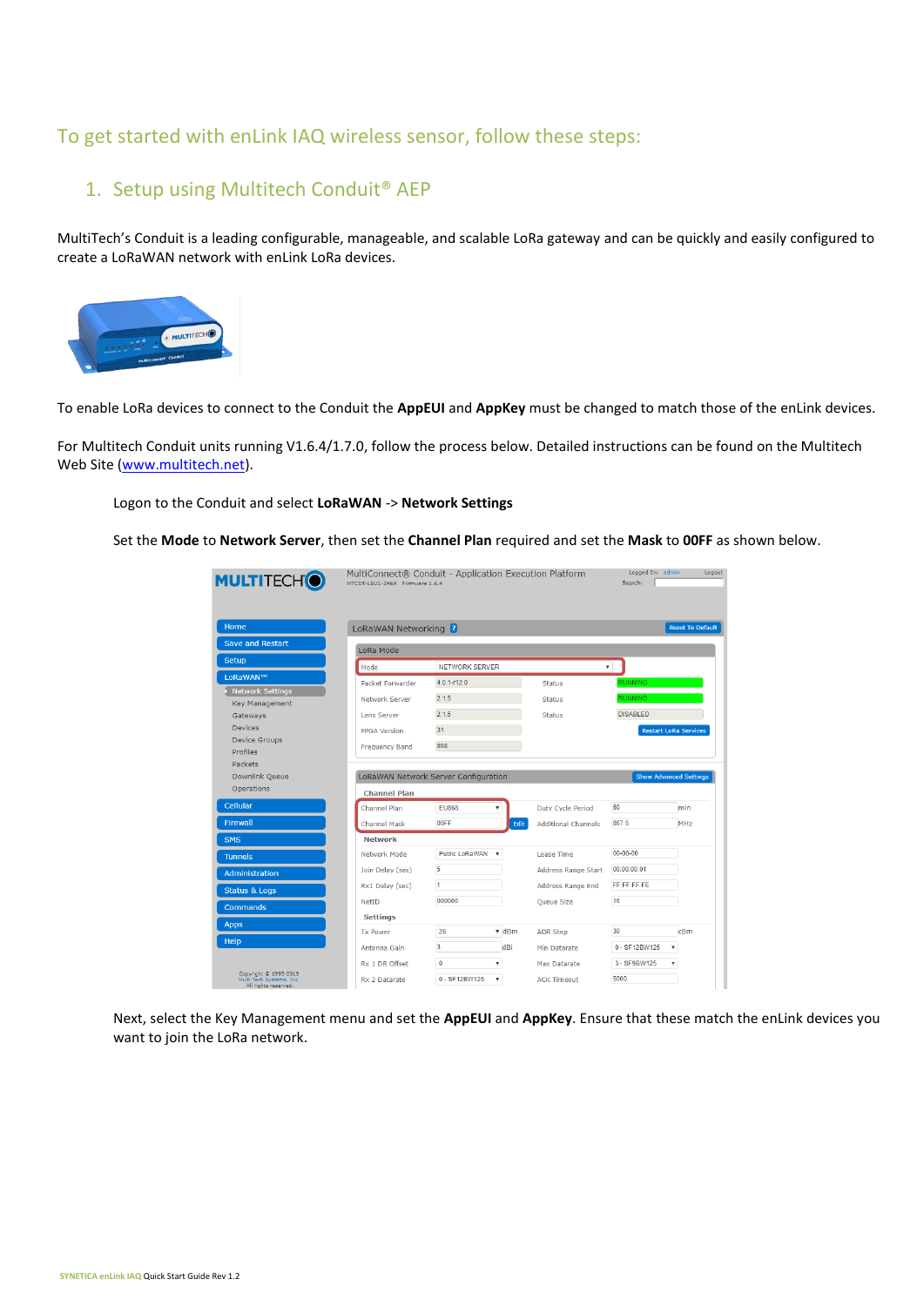## To get started with enLink IAQ wireless sensor, follow these steps:

### 1. Setup using Multitech Conduit® AEP

MultiTech's Conduit is a leading configurable, manageable, and scalable LoRa gateway and can be quickly and easily configured to create a LoRaWAN network with enLink LoRa devices.

To enable LoRa devices to connect to the Conduit the **AppEUI** and **AppKey** must be changed to match those of the enLink devices.

For Multitech Conduit units running V1.6.4/1.7.0, follow the process below. Detailed instructions can be found on the Multitech Web Site (www.multitech.net).

Logon to the Conduit and select **LoRaWAN** -> **Network Settings**

Set the **Mode** to **Network Server**, then set the **Channel Plan** required and set the **Mask** to **00FF** as shown below.

Next, select the Key Management menu and set the **AppEUI** and **AppKey**. Ensure that these match the enLink devices you want to join the LoRa network.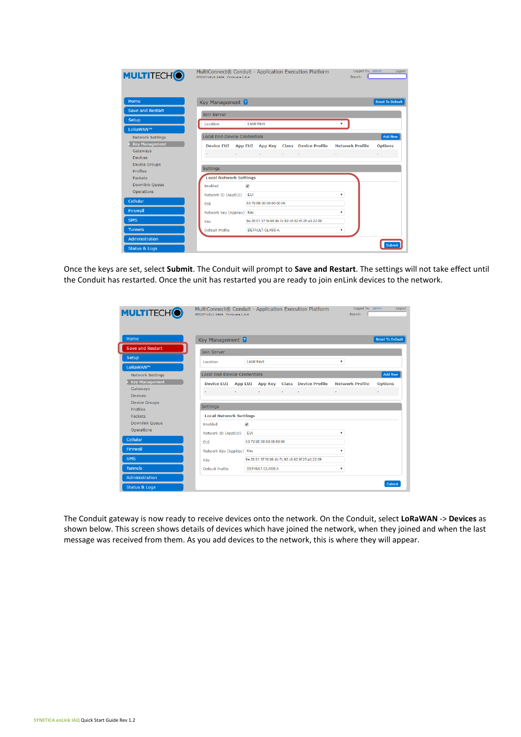Once the keys are set, select **Submit**. The Conduit will prompt to **Save and Restart**. The settings will not take effect until the Conduit has restarted. Once the unit has restarted you are ready to join enLink devices to the network.

The Conduit gateway is now ready to receive devices onto the network. On the Conduit, select **LoRaWAN** -> **Devices** as shown below. This screen shows details of devices which have joined the network, when they joined and when the last message was received from them. As you add devices to the network, this is where they will appear.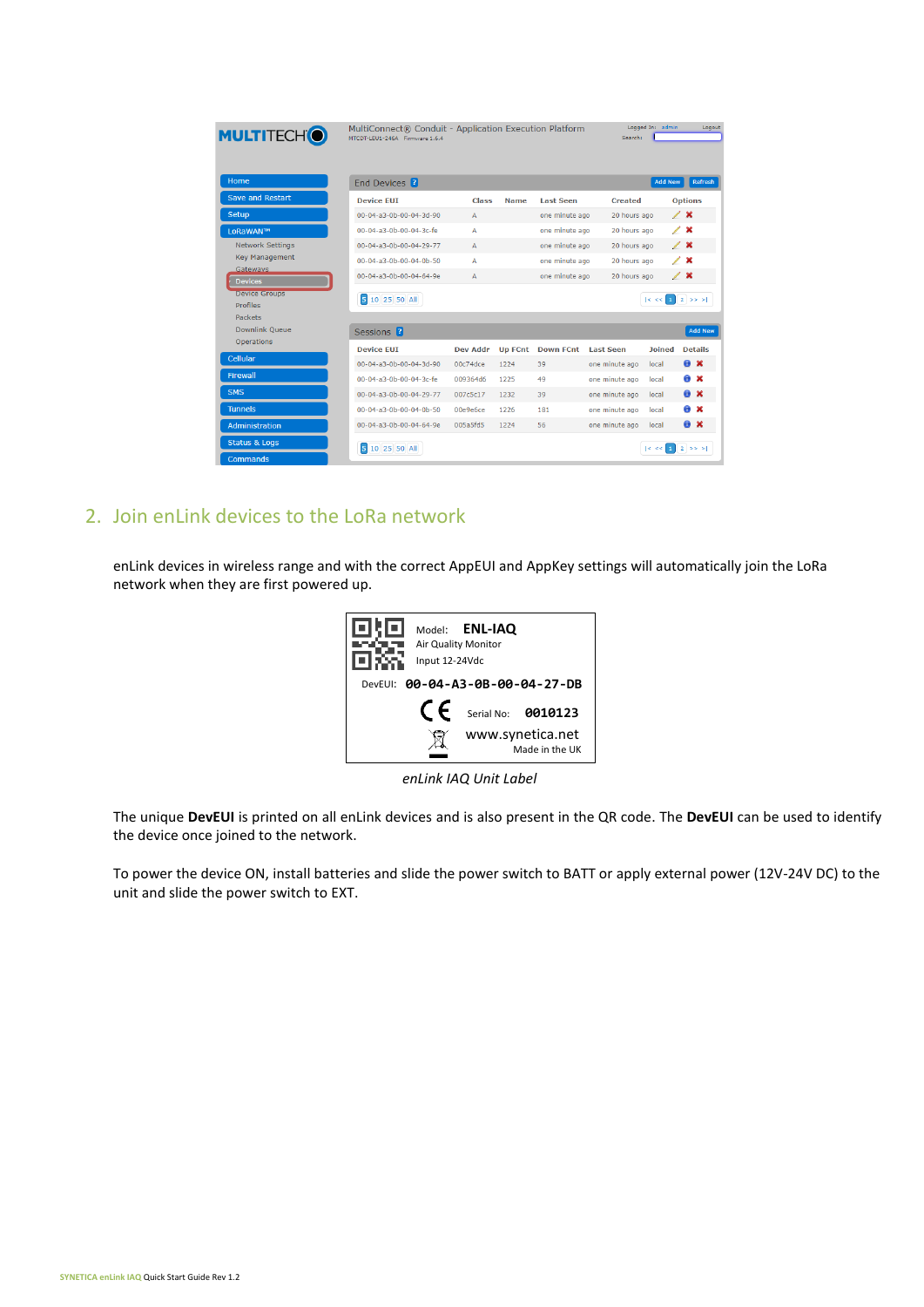## 2. Join enLink devices to the LoRa network

enLink devices in wireless range and with the correct AppEUI and AppKey settings will automatically join the LoRa network when they are first powered up.

*enLink IAQ Unit Label*

The unique **DevEUI** is printed on all enLink devices and is also present in the QR code. The **DevEUI** can be used to identify the device once joined to the network.

To power the device ON, install batteries and slide the power switch to BATT or apply external power (12V-24V DC) to the unit and slide the power switch to EXT.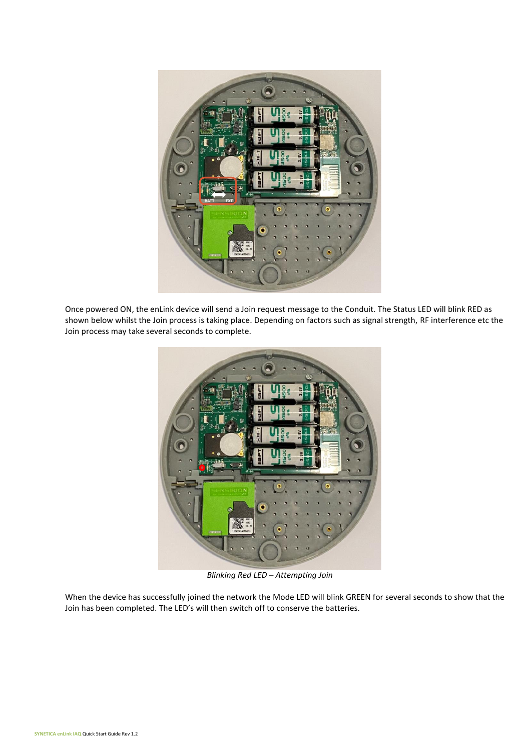Once powered ON, the enLink device will send a Join request message to the Conduit. The Status LED will blink RED as shown below whilst the Join process is taking place. Depending on factors such as signal strength, RF interference etc the Join process may take several seconds to complete.

*Blinking Red LED – Attempting Join*

When the device has successfully joined the network the Mode LED will blink GREEN for several seconds to show that the Join has been completed. The LED's will then switch off to conserve the batteries.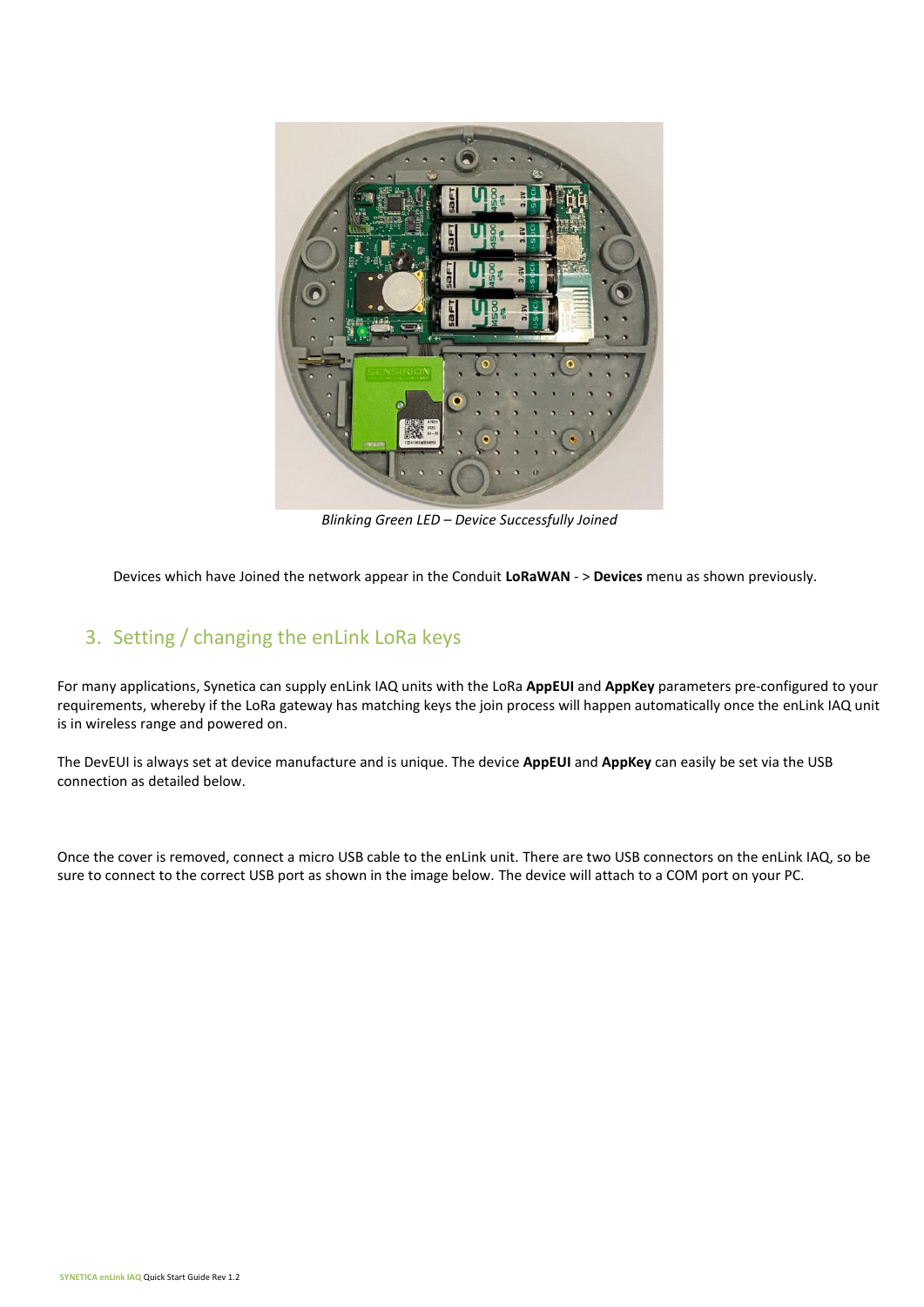*Blinking Green LED – Device Successfully Joined*

Devices which have Joined the network appear in the Conduit **LoRaWAN** - > **Devices** menu as shown previously.

## 3. Setting / changing the enLink LoRa keys

For many applications, Synetica can supply enLink IAQ units with the LoRa **AppEUI** and **AppKey** parameters pre-configured to your requirements, whereby if the LoRa gateway has matching keys the join process will happen automatically once the enLink IAQ unit is in wireless range and powered on.

The DevEUI is always set at device manufacture and is unique. The device **AppEUI** and **AppKey** can easily be set via the USB connection as detailed below.

Once the cover is removed, connect a micro USB cable to the enLink unit. There are two USB connectors on the enLink IAQ, so be sure to connect to the correct USB port as shown in the image below. The device will attach to a COM port on your PC.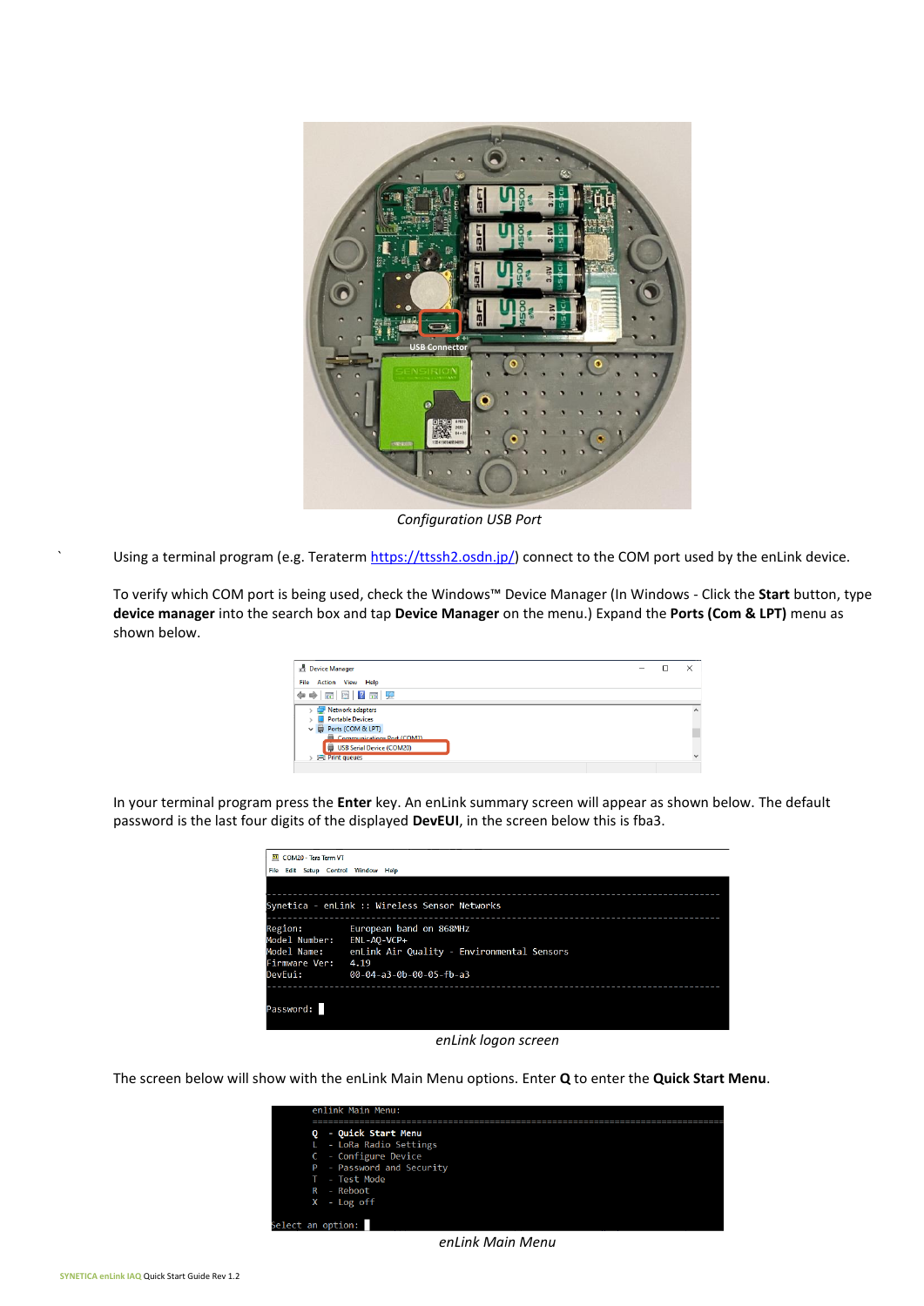*Configuration USB Port*

Using a terminal program (e.g. Teraterm [https://ttssh2.osdn.jp/](https://ttssh2.osdn.jp/)) connect to the COM port used by the enLink device.

To verify which COM port is being used, check the Windows™ Device Manager (In Windows - Click the **Start** button, type **device manager** into the search box and tap **Device Manager** on the menu.) Expand the **Ports (Com & LPT)** menu as shown below.

In your terminal program press the **Enter** key. An enLink summary screen will appear as shown below. The default password is the last four digits of the displayed **DevEUI**, in the screen below this is fba3.

```
Synetica - enLink :: Wireless Sensor Networks

Region:         European band on 868MHz
Model Number:   ENL-AQ-VCP+
Model Name:     enLink Air Quality - Environmental Sensors
Firmware Ver:   4.19
DevEui:         00-04-a3-0b-00-05-fb-a3

Password:
```

*enLink logon screen*

The screen below will show with the enLink Main Menu options. Enter **Q** to enter the **Quick Start Menu**.

```
enLink Main Menu:
================================================================
Q  - Quick Start Menu
L  - LoRa Radio Settings
C  - Configure Device
P  - Password and Security
T  - Test Mode
R  - Reboot
X  - Log off

Select an option:
```

*enLink Main Menu*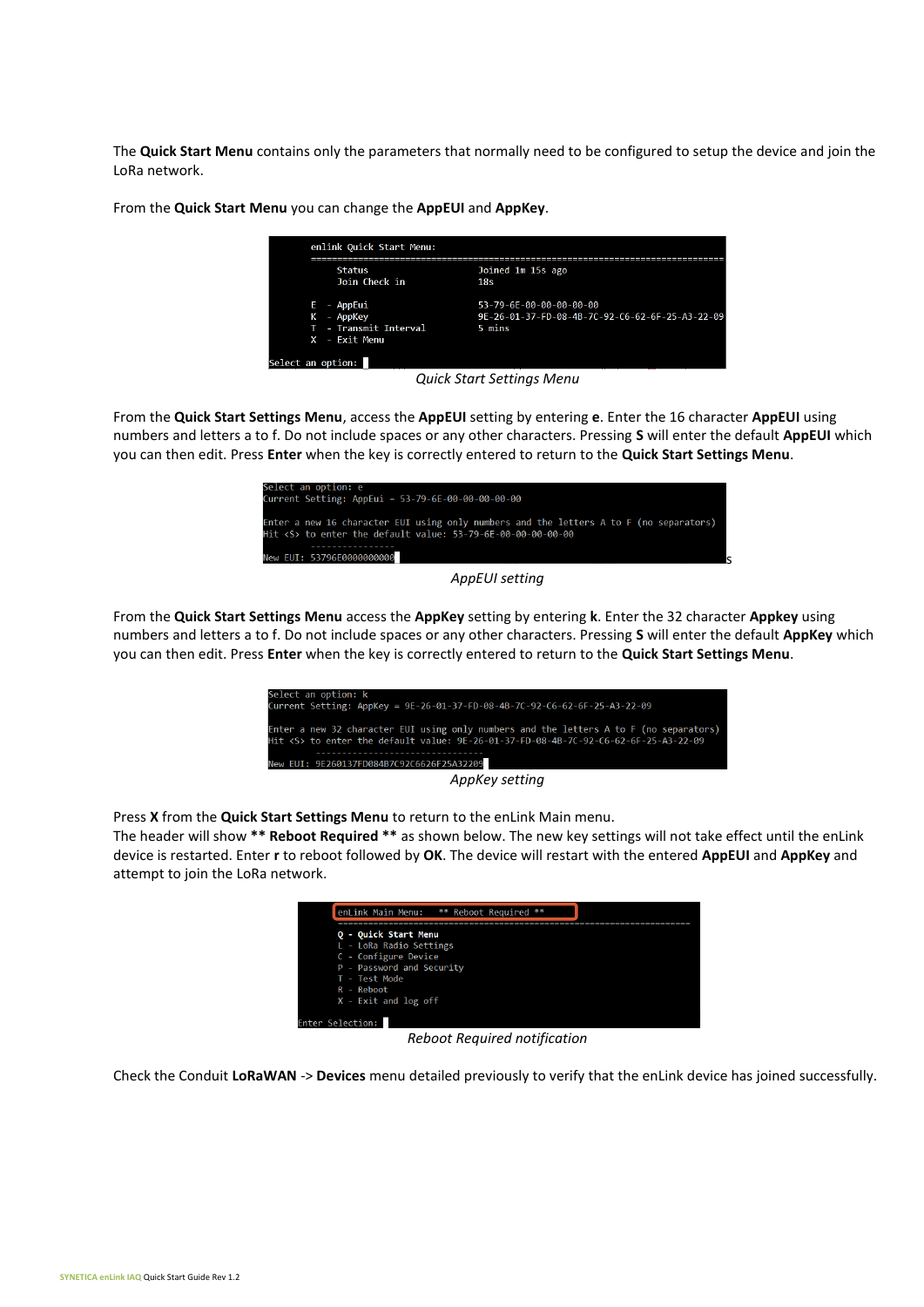The **Quick Start Menu** contains only the parameters that normally need to be configured to setup the device and join the LoRa network.

From the **Quick Start Menu** you can change the **AppEUI** and **AppKey**.

```
enlink Quick Start Menu:
================================================================================
      Status                          Joined 1m 15s ago
      Join Check in                   18s

  E  - AppEui                         53-79-6E-00-00-00-00-00
  K  - AppKey                         9E-26-01-37-FD-08-4B-7C-92-C6-62-6F-25-A3-22-09
  T  - Transmit Interval              5 mins
  X  - Exit Menu

Select an option:
```

*Quick Start Settings Menu*

From the **Quick Start Settings Menu**, access the **AppEUI** setting by entering **e**. Enter the 16 character **AppEUI** using numbers and letters a to f. Do not include spaces or any other characters. Pressing **S** will enter the default **AppEUI** which you can then edit. Press **Enter** when the key is correctly entered to return to the **Quick Start Settings Menu**.

```
Select an option: e
Current Setting: AppEui - 53-79-6E-00-00-00-00-00

Enter a new 16 character EUI using only numbers and the letters A to F (no separators)
Hit <S> to enter the default value: 53-79-6E-00-00-00-00-00
          ----------------
New EUI: 53796E0000000000
```

*AppEUI setting*

From the **Quick Start Settings Menu** access the **AppKey** setting by entering **k**. Enter the 32 character **Appkey** using numbers and letters a to f. Do not include spaces or any other characters. Pressing **S** will enter the default **AppKey** which you can then edit. Press **Enter** when the key is correctly entered to return to the **Quick Start Settings Menu**.

```
Select an option: k
Current Setting: AppKey = 9E-26-01-37-FD-08-4B-7C-92-C6-62-6F-25-A3-22-09

Enter a new 32 character EUI using only numbers and the letters A to F (no separators)
Hit <S> to enter the default value: 9E-26-01-37-FD-08-4B-7C-92-C6-62-6F-25-A3-22-09
          --------------------------------
New EUI: 9E260137FD084B7C92C6626F25A32209
```

*AppKey setting*

Press **X** from the **Quick Start Settings Menu** to return to the enLink Main menu.
The header will show **\*\* Reboot Required \*\*** as shown below. The new key settings will not take effect until the enLink device is restarted. Enter **r** to reboot followed by **OK**. The device will restart with the entered **AppEUI** and **AppKey** and attempt to join the LoRa network.

```
enLink Main Menu:    ** Reboot Required **
================================================================================
  Q - Quick Start Menu
  L - LoRa Radio Settings
  C - Configure Device
  P - Password and Security
  T - Test Mode
  R - Reboot
  X - Exit and log off

Enter Selection:
```

*Reboot Required notification*

Check the Conduit **LoRaWAN** -> **Devices** menu detailed previously to verify that the enLink device has joined successfully.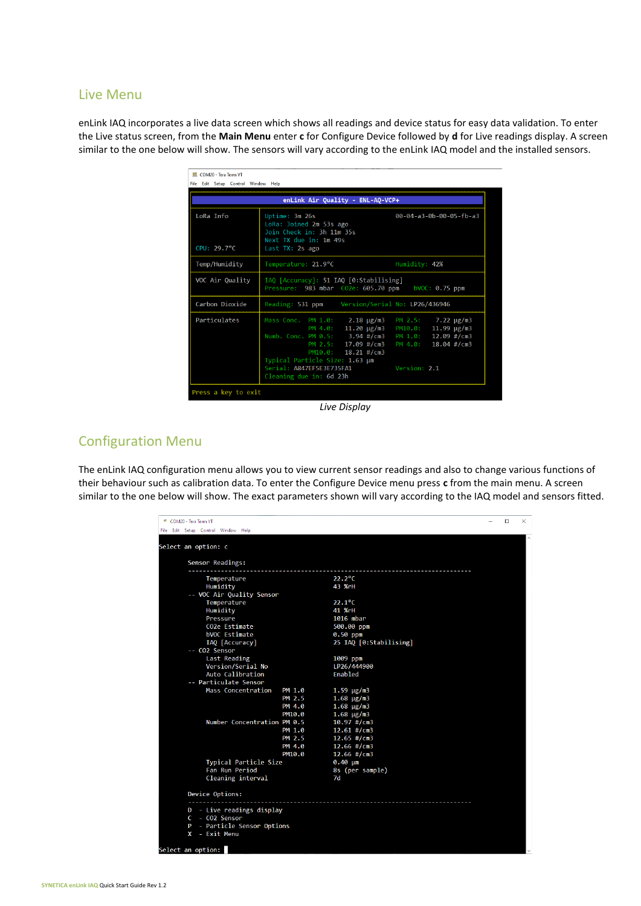## Live Menu

enLink IAQ incorporates a live data screen which shows all readings and device status for easy data validation. To enter the Live status screen, from the **Main Menu** enter **c** for Configure Device followed by **d** for Live readings display. A screen similar to the one below will show. The sensors will vary according to the enLink IAQ model and the installed sensors.

```
COM20 - Tera Term VT
File  Edit  Setup  Control  Window  Help

                     enLink Air Quality - ENL-AQ-VCP+

LoRa Info          Uptime: 3m 26s                      00-04-a3-0b-00-05-fb-a3
                   LoRa: Joined 2m 53s ago
                   Join Check in: 3h 11m 35s
                   Next TX due in: 1m 49s
CPU: 29.7°C        Last TX: 2s ago

Temp/Humidity      Temperature: 21.9°C                 Humidity: 42%

VOC Air Quality    IAQ [Accuracy]: 51 IAQ [0:Stabilising]
                   Pressure:  983 mbar  CO2e: 605.70 ppm    bVOC: 0.75 ppm

Carbon Dioxide     Reading: 531 ppm     Version/Serial No: LP26/436946

Particulates       Mass Conc.  PM 1.0:    2.18 µg/m3   PM 2.5:    7.22 µg/m3
                               PM 4.0:   11.20 µg/m3   PM10.0:   11.99 µg/m3
                   Numb. Conc. PM 0.5:    3.94 #/cm3   PM 1.0:   12.09 #/cm3
                               PM 2.5:   17.09 #/cm3   PM 4.0:   18.04 #/cm3
                               PM10.0:   18.21 #/cm3
                   Typical Particle Size: 1.63 µm
                   Serial: A847EF5E3E735FA1            Version: 2.1
                   Cleaning due in: 6d 23h

Press a key to exit
```

*Live Display*

## Configuration Menu

The enLink IAQ configuration menu allows you to view current sensor readings and also to change various functions of their behaviour such as calibration data. To enter the Configure Device menu press **c** from the main menu. A screen similar to the one below will show. The exact parameters shown will vary according to the IAQ model and sensors fitted.

```
COM20 - Tera Term VT
File  Edit  Setup  Control  Window  Help

Select an option: c

      Sensor Readings:
      -------------------------------------------------------------
          Temperature                         22.2°C
          Humidity                            43 %rH
      -- VOC Air Quality Sensor
          Temperature                         22.1°C
          Humidity                            41 %rH
          Pressure                            1016 mbar
          CO2e Estimate                       500.00 ppm
          bVOC Estimate                       0.50 ppm
          IAQ [Accuracy]                      25 IAQ [0:Stabilising]
      -- CO2 Sensor
          Last Reading                        1009 ppm
          Version/Serial No                   LP26/444900
          Auto Calibration                    Enabled
      -- Particulate Sensor
          Mass Concentration   PM 1.0         1.59 µg/m3
                               PM 2.5         1.68 µg/m3
                               PM 4.0         1.68 µg/m3
                               PM10.0         1.68 µg/m3
          Number Concentration PM 0.5         10.97 #/cm3
                               PM 1.0         12.61 #/cm3
                               PM 2.5         12.65 #/cm3
                               PM 4.0         12.66 #/cm3
                               PM10.0         12.66 #/cm3
          Typical Particle Size               0.40 µm
          Fan Run Period                      8s (per sample)
          Cleaning interval                   7d

      Device Options:
      -------------------------------------------------------------
      D  - Live readings display
      C  - CO2 Sensor
      P  - Particle Sensor Options
      X  - Exit Menu

Select an option:
```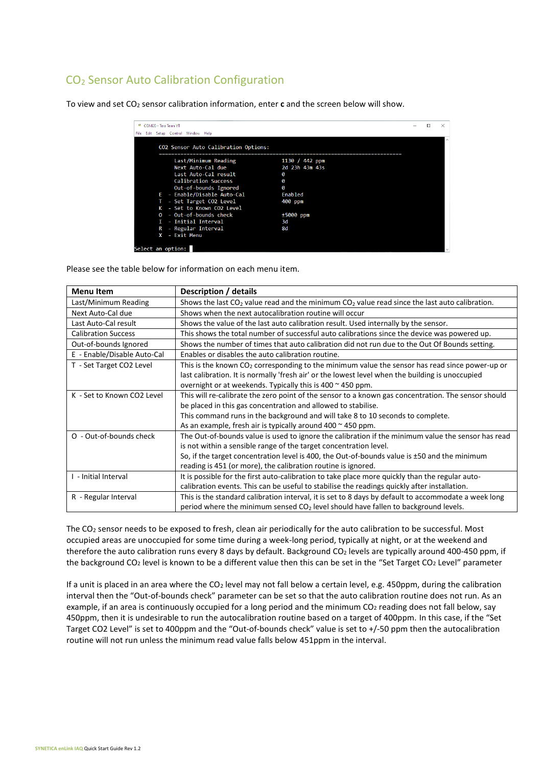## $CO_2$ Sensor Auto Calibration Configuration

To view and set $CO_2$ sensor calibration information, enter **c** and the screen below will show.

```
CO2 Sensor Auto Calibration Options:
------------------------------------------------------------------------
      Last/Minimum Reading          1130 / 442 ppm
      Next Auto-Cal due             2d 23h 43m 43s
      Last Auto-Cal result          0
      Calibration Success           0
      Out-of-bounds Ignored         0
E  -  Enable/Disable Auto-Cal       Enabled
T  -  Set Target CO2 Level          400 ppm
K  -  Set to Known CO2 Level
O  -  Out-of-bounds check           ±5000 ppm
I  -  Initial Interval              3d
R  -  Regular Interval              8d
X  -  Exit Menu

Select an option:
```

Please see the table below for information on each menu item.

| Menu Item | Description / details |
|---|---|
| Last/Minimum Reading | Shows the last $CO_2$ value read and the minimum $CO_2$ value read since the last auto calibration. |
| Next Auto-Cal due | Shows when the next autocalibration routine will occur |
| Last Auto-Cal result | Shows the value of the last auto calibration result. Used internally by the sensor. |
| Calibration Success | This shows the total number of successful auto calibrations since the device was powered up. |
| Out-of-bounds Ignored | Shows the number of times that auto calibration did not run due to the Out Of Bounds setting. |
| E - Enable/Disable Auto-Cal | Enables or disables the auto calibration routine. |
| T - Set Target CO2 Level | This is the known $CO_2$ corresponding to the minimum value the sensor has read since power-up or last calibration. It is normally 'fresh air' or the lowest level when the building is unoccupied overnight or at weekends. Typically this is 400 ~ 450 ppm. |
| K - Set to Known CO2 Level | This will re-calibrate the zero point of the sensor to a known gas concentration. The sensor should be placed in this gas concentration and allowed to stabilise. This command runs in the background and will take 8 to 10 seconds to complete. As an example, fresh air is typically around 400 ~ 450 ppm. |
| O - Out-of-bounds check | The Out-of-bounds value is used to ignore the calibration if the minimum value the sensor has read is not within a sensible range of the target concentration level. So, if the target concentration level is 400, the Out-of-bounds value is ±50 and the minimum reading is 451 (or more), the calibration routine is ignored. |
| I - Initial Interval | It is possible for the first auto-calibration to take place more quickly than the regular auto-calibration events. This can be useful to stabilise the readings quickly after installation. |
| R - Regular Interval | This is the standard calibration interval, it is set to 8 days by default to accommodate a week long period where the minimum sensed $CO_2$ level should have fallen to background levels. |

The $CO_2$ sensor needs to be exposed to fresh, clean air periodically for the auto calibration to be successful. Most occupied areas are unoccupied for some time during a week-long period, typically at night, or at the weekend and therefore the auto calibration runs every 8 days by default. Background $CO_2$ levels are typically around 400-450 ppm, if the background $CO_2$ level is known to be a different value then this can be set in the "Set Target $CO_2$ Level" parameter

If a unit is placed in an area where the $CO_2$ level may not fall below a certain level, e.g. 450ppm, during the calibration interval then the "Out-of-bounds check" parameter can be set so that the auto calibration routine does not run. As an example, if an area is continuously occupied for a long period and the minimum $CO_2$ reading does not fall below, say 450ppm, then it is undesirable to run the autocalibration routine based on a target of 400ppm. In this case, if the "Set Target CO2 Level" is set to 400ppm and the "Out-of-bounds check" value is set to +/-50 ppm then the autocalibration routine will not run unless the minimum read value falls below 451ppm in the interval.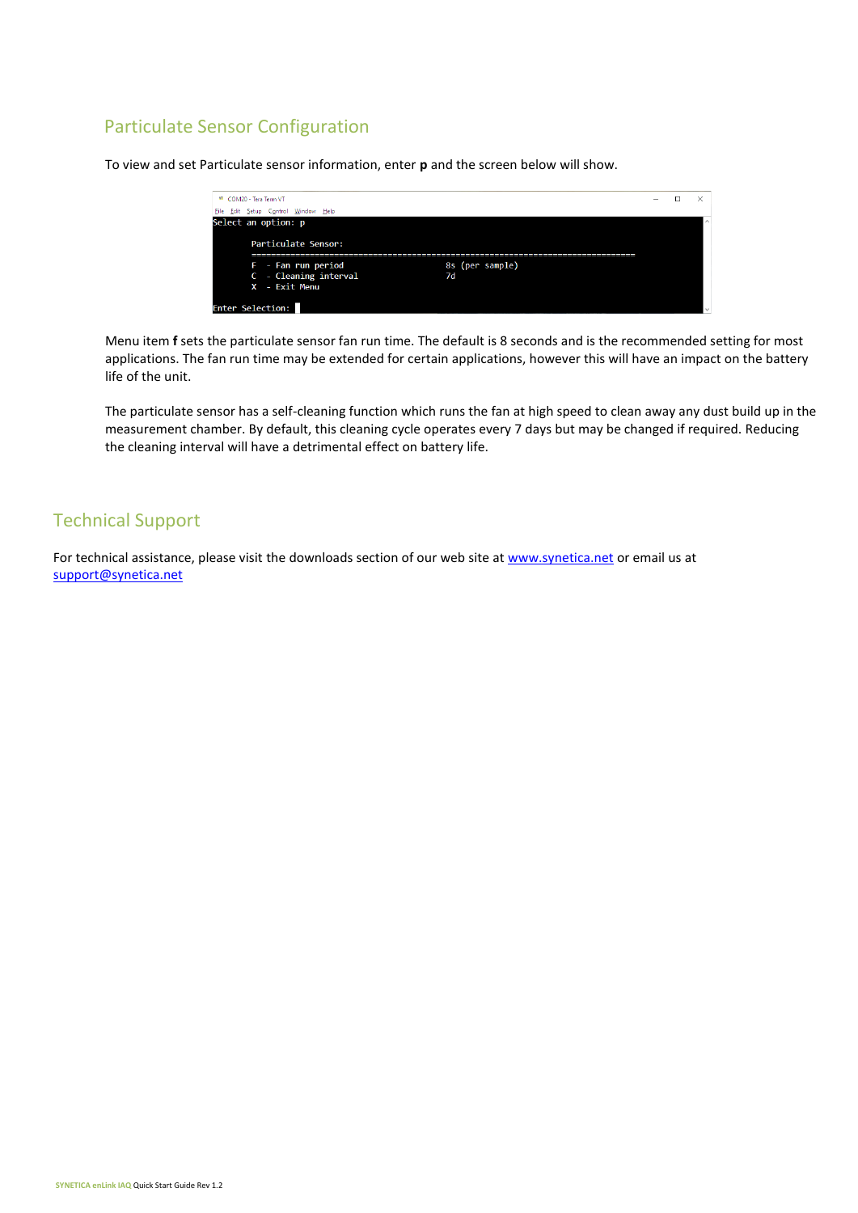## Particulate Sensor Configuration

To view and set Particulate sensor information, enter **p** and the screen below will show.

```
Select an option: p

        Particulate Sensor:
        ================================================================================
        F  - Fan run period                     8s (per sample)
        C  - Cleaning interval                  7d
        X  - Exit Menu

Enter Selection:
```

Menu item **f** sets the particulate sensor fan run time. The default is 8 seconds and is the recommended setting for most applications. The fan run time may be extended for certain applications, however this will have an impact on the battery life of the unit.

The particulate sensor has a self-cleaning function which runs the fan at high speed to clean away any dust build up in the measurement chamber. By default, this cleaning cycle operates every 7 days but may be changed if required. Reducing the cleaning interval will have a detrimental effect on battery life.

## Technical Support

For technical assistance, please visit the downloads section of our web site at [www.synetica.net](http://www.synetica.net) or email us at [support@synetica.net](mailto:support@synetica.net)